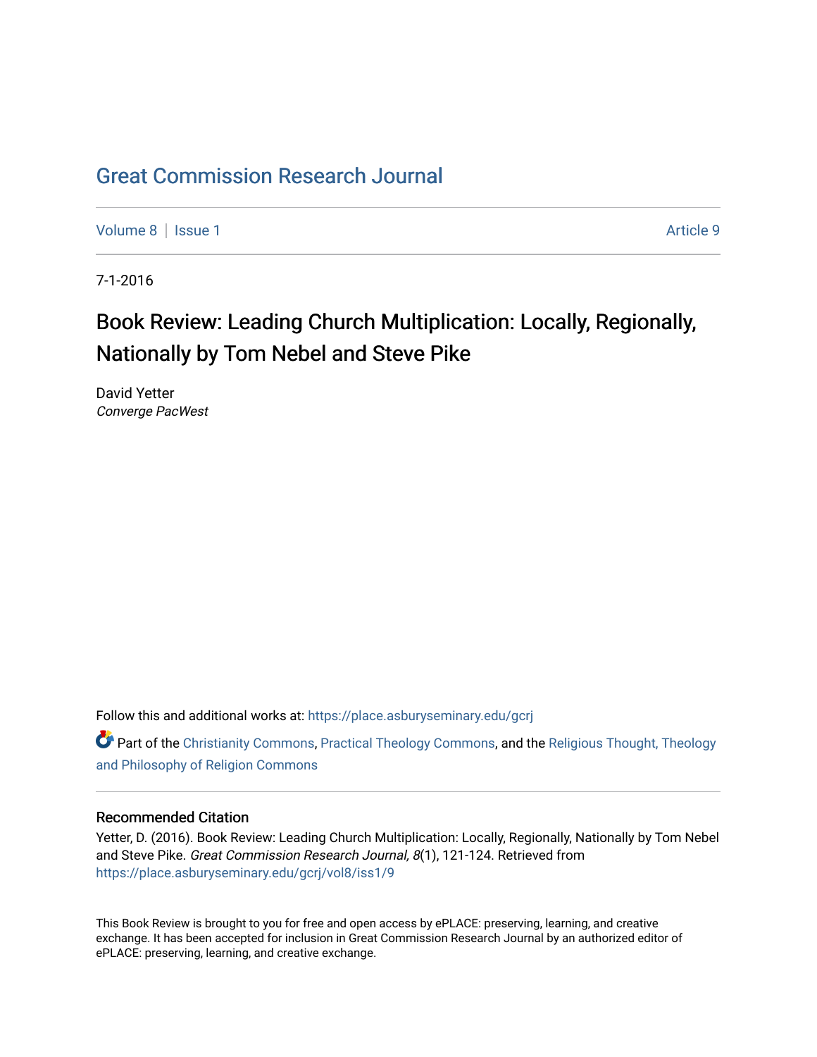# Great Commission Research Journal

Volume 8 | Issue 1 Article 9

7-1-2016

## Book Review: Leading Church Multiplication: Locally, Regionally, Nationally by Tom Nebel and Steve Pike

David Yetter
*Converge PacWest*

Follow this and additional works at: https://place.asburyseminary.edu/gcrj

Part of the Christianity Commons, Practical Theology Commons, and the Religious Thought, Theology and Philosophy of Religion Commons

### Recommended Citation

Yetter, D. (2016). Book Review: Leading Church Multiplication: Locally, Regionally, Nationally by Tom Nebel and Steve Pike. *Great Commission Research Journal, 8*(1), 121-124. Retrieved from https://place.asburyseminary.edu/gcrj/vol8/iss1/9

This Book Review is brought to you for free and open access by ePLACE: preserving, learning, and creative exchange. It has been accepted for inclusion in Great Commission Research Journal by an authorized editor of ePLACE: preserving, learning, and creative exchange.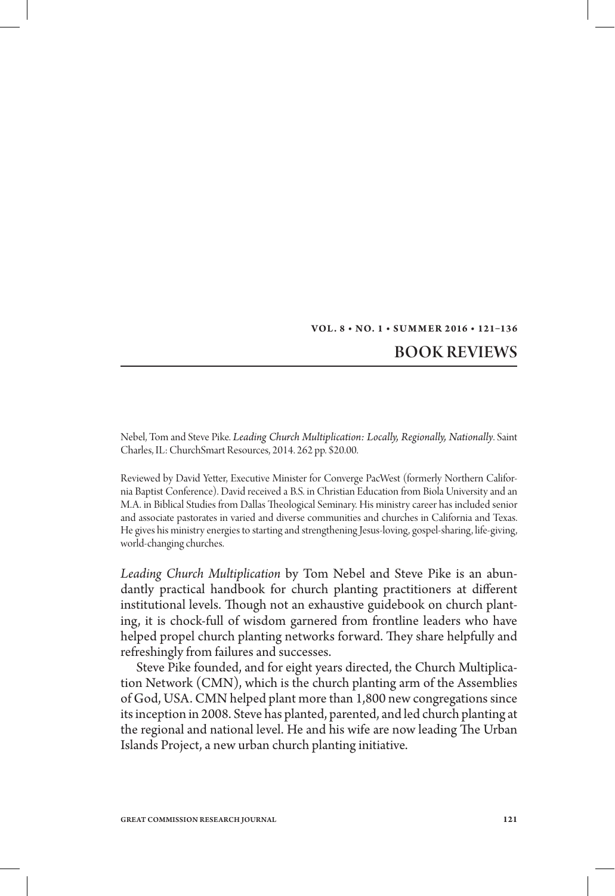# BOOK REVIEWS

Nebel, Tom and Steve Pike. *Leading Church Multiplication: Locally, Regionally, Nationally*. Saint Charles, IL: ChurchSmart Resources, 2014. 262 pp. $20.00.

Reviewed by David Yetter, Executive Minister for Converge PacWest (formerly Northern California Baptist Conference). David received a B.S. in Christian Education from Biola University and an M.A. in Biblical Studies from Dallas Theological Seminary. His ministry career has included senior and associate pastorates in varied and diverse communities and churches in California and Texas. He gives his ministry energies to starting and strengthening Jesus-loving, gospel-sharing, life-giving, world-changing churches.

*Leading Church Multiplication* by Tom Nebel and Steve Pike is an abundantly practical handbook for church planting practitioners at different institutional levels. Though not an exhaustive guidebook on church planting, it is chock-full of wisdom garnered from frontline leaders who have helped propel church planting networks forward. They share helpfully and refreshingly from failures and successes.

Steve Pike founded, and for eight years directed, the Church Multiplication Network (CMN), which is the church planting arm of the Assemblies of God, USA. CMN helped plant more than 1,800 new congregations since its inception in 2008. Steve has planted, parented, and led church planting at the regional and national level. He and his wife are now leading The Urban Islands Project, a new urban church planting initiative.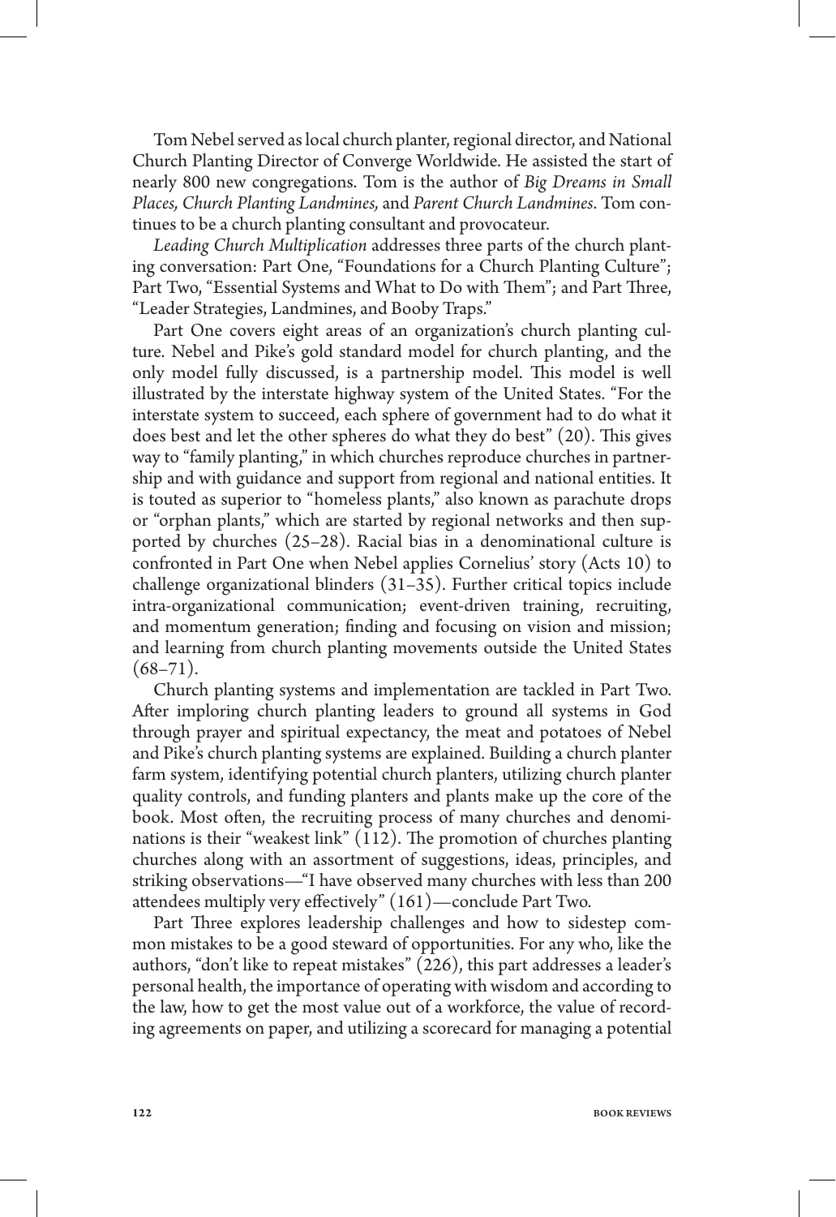Tom Nebel served as local church planter, regional director, and National Church Planting Director of Converge Worldwide. He assisted the start of nearly 800 new congregations. Tom is the author of *Big Dreams in Small Places, Church Planting Landmines,* and *Parent Church Landmines*. Tom continues to be a church planting consultant and provocateur.

*Leading Church Multiplication* addresses three parts of the church planting conversation: Part One, "Foundations for a Church Planting Culture"; Part Two, "Essential Systems and What to Do with Them"; and Part Three, "Leader Strategies, Landmines, and Booby Traps."

Part One covers eight areas of an organization's church planting culture. Nebel and Pike's gold standard model for church planting, and the only model fully discussed, is a partnership model. This model is well illustrated by the interstate highway system of the United States. "For the interstate system to succeed, each sphere of government had to do what it does best and let the other spheres do what they do best" (20). This gives way to "family planting," in which churches reproduce churches in partnership and with guidance and support from regional and national entities. It is touted as superior to "homeless plants," also known as parachute drops or "orphan plants," which are started by regional networks and then supported by churches (25–28). Racial bias in a denominational culture is confronted in Part One when Nebel applies Cornelius' story (Acts 10) to challenge organizational blinders (31–35). Further critical topics include intra-organizational communication; event-driven training, recruiting, and momentum generation; finding and focusing on vision and mission; and learning from church planting movements outside the United States (68–71).

Church planting systems and implementation are tackled in Part Two. After imploring church planting leaders to ground all systems in God through prayer and spiritual expectancy, the meat and potatoes of Nebel and Pike's church planting systems are explained. Building a church planter farm system, identifying potential church planters, utilizing church planter quality controls, and funding planters and plants make up the core of the book. Most often, the recruiting process of many churches and denominations is their "weakest link" (112). The promotion of churches planting churches along with an assortment of suggestions, ideas, principles, and striking observations—"I have observed many churches with less than 200 attendees multiply very effectively" (161)—conclude Part Two.

Part Three explores leadership challenges and how to sidestep common mistakes to be a good steward of opportunities. For any who, like the authors, "don't like to repeat mistakes" (226), this part addresses a leader's personal health, the importance of operating with wisdom and according to the law, how to get the most value out of a workforce, the value of recording agreements on paper, and utilizing a scorecard for managing a potential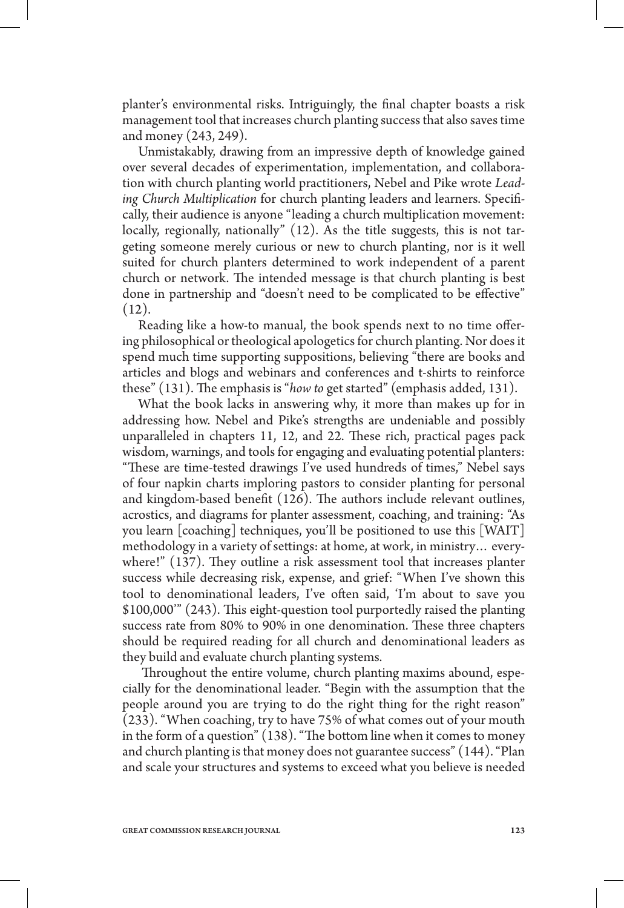planter's environmental risks. Intriguingly, the final chapter boasts a risk management tool that increases church planting success that also saves time and money (243, 249).

Unmistakably, drawing from an impressive depth of knowledge gained over several decades of experimentation, implementation, and collaboration with church planting world practitioners, Nebel and Pike wrote *Leading Church Multiplication* for church planting leaders and learners. Specifically, their audience is anyone "leading a church multiplication movement: locally, regionally, nationally" (12). As the title suggests, this is not targeting someone merely curious or new to church planting, nor is it well suited for church planters determined to work independent of a parent church or network. The intended message is that church planting is best done in partnership and "doesn't need to be complicated to be effective" (12).

Reading like a how-to manual, the book spends next to no time offering philosophical or theological apologetics for church planting. Nor does it spend much time supporting suppositions, believing "there are books and articles and blogs and webinars and conferences and t-shirts to reinforce these" (131). The emphasis is "*how to* get started" (emphasis added, 131).

What the book lacks in answering why, it more than makes up for in addressing how. Nebel and Pike's strengths are undeniable and possibly unparalleled in chapters 11, 12, and 22. These rich, practical pages pack wisdom, warnings, and tools for engaging and evaluating potential planters: "These are time-tested drawings I've used hundreds of times," Nebel says of four napkin charts imploring pastors to consider planting for personal and kingdom-based benefit (126). The authors include relevant outlines, acrostics, and diagrams for planter assessment, coaching, and training: "As you learn [coaching] techniques, you'll be positioned to use this [WAIT] methodology in a variety of settings: at home, at work, in ministry… everywhere!" (137). They outline a risk assessment tool that increases planter success while decreasing risk, expense, and grief: "When I've shown this tool to denominational leaders, I've often said, 'I'm about to save you $100,000'" (243). This eight-question tool purportedly raised the planting success rate from 80% to 90% in one denomination. These three chapters should be required reading for all church and denominational leaders as they build and evaluate church planting systems.

Throughout the entire volume, church planting maxims abound, especially for the denominational leader. "Begin with the assumption that the people around you are trying to do the right thing for the right reason" (233). "When coaching, try to have 75% of what comes out of your mouth in the form of a question" (138). "The bottom line when it comes to money and church planting is that money does not guarantee success" (144). "Plan and scale your structures and systems to exceed what you believe is needed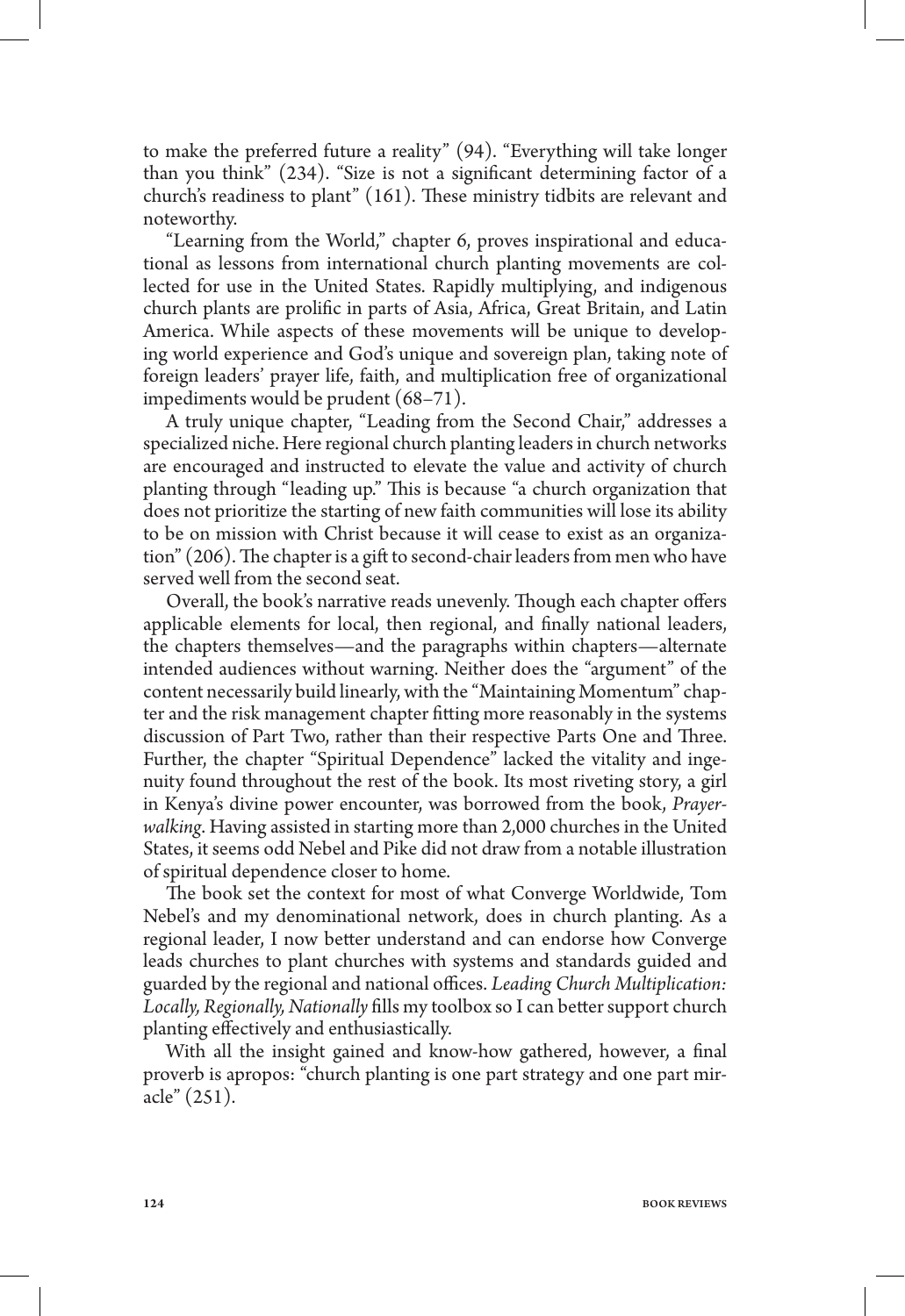to make the preferred future a reality" (94). "Everything will take longer than you think" (234). "Size is not a significant determining factor of a church's readiness to plant" (161). These ministry tidbits are relevant and noteworthy.

"Learning from the World," chapter 6, proves inspirational and educational as lessons from international church planting movements are collected for use in the United States. Rapidly multiplying, and indigenous church plants are prolific in parts of Asia, Africa, Great Britain, and Latin America. While aspects of these movements will be unique to developing world experience and God's unique and sovereign plan, taking note of foreign leaders' prayer life, faith, and multiplication free of organizational impediments would be prudent (68–71).

A truly unique chapter, "Leading from the Second Chair," addresses a specialized niche. Here regional church planting leaders in church networks are encouraged and instructed to elevate the value and activity of church planting through "leading up." This is because "a church organization that does not prioritize the starting of new faith communities will lose its ability to be on mission with Christ because it will cease to exist as an organization" (206). The chapter is a gift to second-chair leaders from men who have served well from the second seat.

Overall, the book's narrative reads unevenly. Though each chapter offers applicable elements for local, then regional, and finally national leaders, the chapters themselves—and the paragraphs within chapters—alternate intended audiences without warning. Neither does the "argument" of the content necessarily build linearly, with the "Maintaining Momentum" chapter and the risk management chapter fitting more reasonably in the systems discussion of Part Two, rather than their respective Parts One and Three. Further, the chapter "Spiritual Dependence" lacked the vitality and ingenuity found throughout the rest of the book. Its most riveting story, a girl in Kenya's divine power encounter, was borrowed from the book, *Prayerwalking*. Having assisted in starting more than 2,000 churches in the United States, it seems odd Nebel and Pike did not draw from a notable illustration of spiritual dependence closer to home.

The book set the context for most of what Converge Worldwide, Tom Nebel's and my denominational network, does in church planting. As a regional leader, I now better understand and can endorse how Converge leads churches to plant churches with systems and standards guided and guarded by the regional and national offices. *Leading Church Multiplication: Locally, Regionally, Nationally* fills my toolbox so I can better support church planting effectively and enthusiastically.

With all the insight gained and know-how gathered, however, a final proverb is apropos: "church planting is one part strategy and one part miracle" (251).